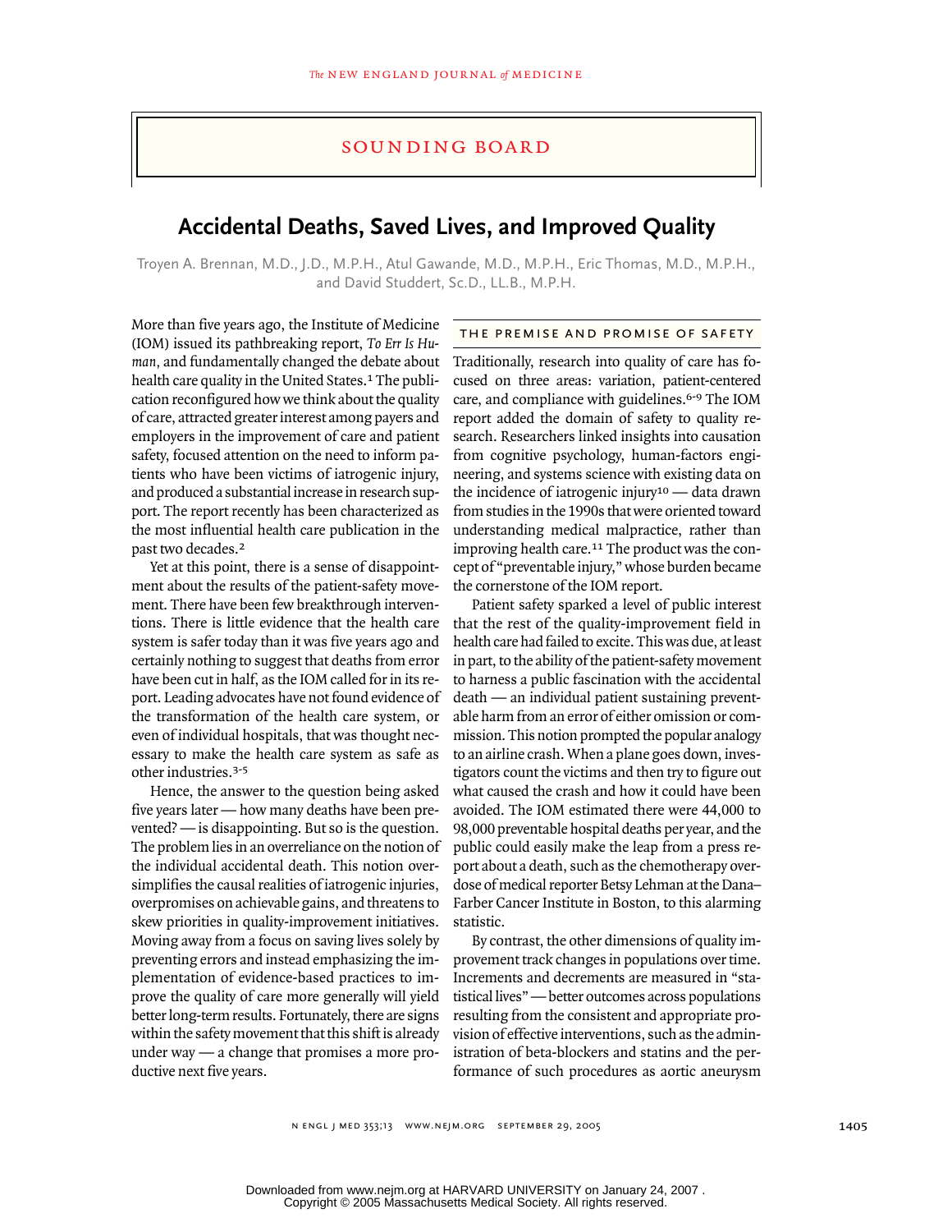SOUNDING BOARD

# Accidental Deaths, Saved Lives, and Improved Quality

Troyen A. Brennan, M.D., J.D., M.P.H., Atul Gawande, M.D., M.P.H., Eric Thomas, M.D., M.P.H., and David Studdert, Sc.D., LL.B., M.P.H.

More than five years ago, the Institute of Medicine (IOM) issued its pathbreaking report, *To Err Is Human,* and fundamentally changed the debate about health care quality in the United States.[1] The publication reconfigured how we think about the quality of care, attracted greater interest among payers and employers in the improvement of care and patient safety, focused attention on the need to inform patients who have been victims of iatrogenic injury, and produced a substantial increase in research support. The report recently has been characterized as the most influential health care publication in the past two decades.[2]

Yet at this point, there is a sense of disappointment about the results of the patient-safety movement. There have been few breakthrough interventions. There is little evidence that the health care system is safer today than it was five years ago and certainly nothing to suggest that deaths from error have been cut in half, as the IOM called for in its report. Leading advocates have not found evidence of the transformation of the health care system, or even of individual hospitals, that was thought necessary to make the health care system as safe as other industries.[3-5]

Hence, the answer to the question being asked five years later — how many deaths have been prevented? — is disappointing. But so is the question. The problem lies in an overreliance on the notion of the individual accidental death. This notion oversimplifies the causal realities of iatrogenic injuries, overpromises on achievable gains, and threatens to skew priorities in quality-improvement initiatives. Moving away from a focus on saving lives solely by preventing errors and instead emphasizing the implementation of evidence-based practices to improve the quality of care more generally will yield better long-term results. Fortunately, there are signs within the safety movement that this shift is already under way — a change that promises a more productive next five years.

## THE PREMISE AND PROMISE OF SAFETY

Traditionally, research into quality of care has focused on three areas: variation, patient-centered care, and compliance with guidelines.[6-9] The IOM report added the domain of safety to quality research. Researchers linked insights into causation from cognitive psychology, human-factors engineering, and systems science with existing data on the incidence of iatrogenic injury[10] — data drawn from studies in the 1990s that were oriented toward understanding medical malpractice, rather than improving health care.[11] The product was the concept of "preventable injury," whose burden became the cornerstone of the IOM report.

Patient safety sparked a level of public interest that the rest of the quality-improvement field in health care had failed to excite. This was due, at least in part, to the ability of the patient-safety movement to harness a public fascination with the accidental death — an individual patient sustaining preventable harm from an error of either omission or commission. This notion prompted the popular analogy to an airline crash. When a plane goes down, investigators count the victims and then try to figure out what caused the crash and how it could have been avoided. The IOM estimated there were 44,000 to 98,000 preventable hospital deaths per year, and the public could easily make the leap from a press report about a death, such as the chemotherapy overdose of medical reporter Betsy Lehman at the Dana–Farber Cancer Institute in Boston, to this alarming statistic.

By contrast, the other dimensions of quality improvement track changes in populations over time. Increments and decrements are measured in "statistical lives" — better outcomes across populations resulting from the consistent and appropriate provision of effective interventions, such as the administration of beta-blockers and statins and the performance of such procedures as aortic aneurysm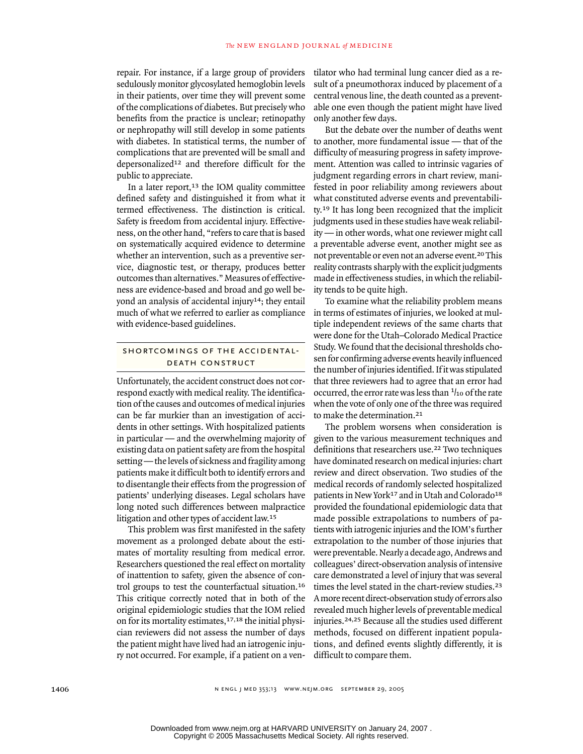repair. For instance, if a large group of providers sedulously monitor glycosylated hemoglobin levels in their patients, over time they will prevent some of the complications of diabetes. But precisely who benefits from the practice is unclear; retinopathy or nephropathy will still develop in some patients with diabetes. In statistical terms, the number of complications that are prevented will be small and depersonalized[12] and therefore difficult for the public to appreciate.

In a later report,[13] the IOM quality committee defined safety and distinguished it from what it termed effectiveness. The distinction is critical. Safety is freedom from accidental injury. Effectiveness, on the other hand, "refers to care that is based on systematically acquired evidence to determine whether an intervention, such as a preventive service, diagnostic test, or therapy, produces better outcomes than alternatives." Measures of effectiveness are evidence-based and broad and go well beyond an analysis of accidental injury[14]; they entail much of what we referred to earlier as compliance with evidence-based guidelines.

## SHORTCOMINGS OF THE ACCIDENTAL-DEATH CONSTRUCT

Unfortunately, the accident construct does not correspond exactly with medical reality. The identification of the causes and outcomes of medical injuries can be far murkier than an investigation of accidents in other settings. With hospitalized patients in particular — and the overwhelming majority of existing data on patient safety are from the hospital setting — the levels of sickness and fragility among patients make it difficult both to identify errors and to disentangle their effects from the progression of patients' underlying diseases. Legal scholars have long noted such differences between malpractice litigation and other types of accident law.[15]

This problem was first manifested in the safety movement as a prolonged debate about the estimates of mortality resulting from medical error. Researchers questioned the real effect on mortality of inattention to safety, given the absence of control groups to test the counterfactual situation.[16] This critique correctly noted that in both of the original epidemiologic studies that the IOM relied on for its mortality estimates,[17,18] the initial physician reviewers did not assess the number of days the patient might have lived had an iatrogenic injury not occurred. For example, if a patient on a ventilator who had terminal lung cancer died as a result of a pneumothorax induced by placement of a central venous line, the death counted as a preventable one even though the patient might have lived only another few days.

But the debate over the number of deaths went to another, more fundamental issue — that of the difficulty of measuring progress in safety improvement. Attention was called to intrinsic vagaries of judgment regarding errors in chart review, manifested in poor reliability among reviewers about what constituted adverse events and preventability.[19] It has long been recognized that the implicit judgments used in these studies have weak reliability — in other words, what one reviewer might call a preventable adverse event, another might see as not preventable or even not an adverse event.[20] This reality contrasts sharply with the explicit judgments made in effectiveness studies, in which the reliability tends to be quite high.

To examine what the reliability problem means in terms of estimates of injuries, we looked at multiple independent reviews of the same charts that were done for the Utah–Colorado Medical Practice Study. We found that the decisional thresholds chosen for confirming adverse events heavily influenced the number of injuries identified. If it was stipulated that three reviewers had to agree that an error had occurred, the error rate was less than 1/10 of the rate when the vote of only one of the three was required to make the determination.[21]

The problem worsens when consideration is given to the various measurement techniques and definitions that researchers use.[22] Two techniques have dominated research on medical injuries: chart review and direct observation. Two studies of the medical records of randomly selected hospitalized patients in New York[17] and in Utah and Colorado[18] provided the foundational epidemiologic data that made possible extrapolations to numbers of patients with iatrogenic injuries and the IOM's further extrapolation to the number of those injuries that were preventable. Nearly a decade ago, Andrews and colleagues' direct-observation analysis of intensive care demonstrated a level of injury that was several times the level stated in the chart-review studies.[23] A more recent direct-observation study of errors also revealed much higher levels of preventable medical injuries.[24,25] Because all the studies used different methods, focused on different inpatient populations, and defined events slightly differently, it is difficult to compare them.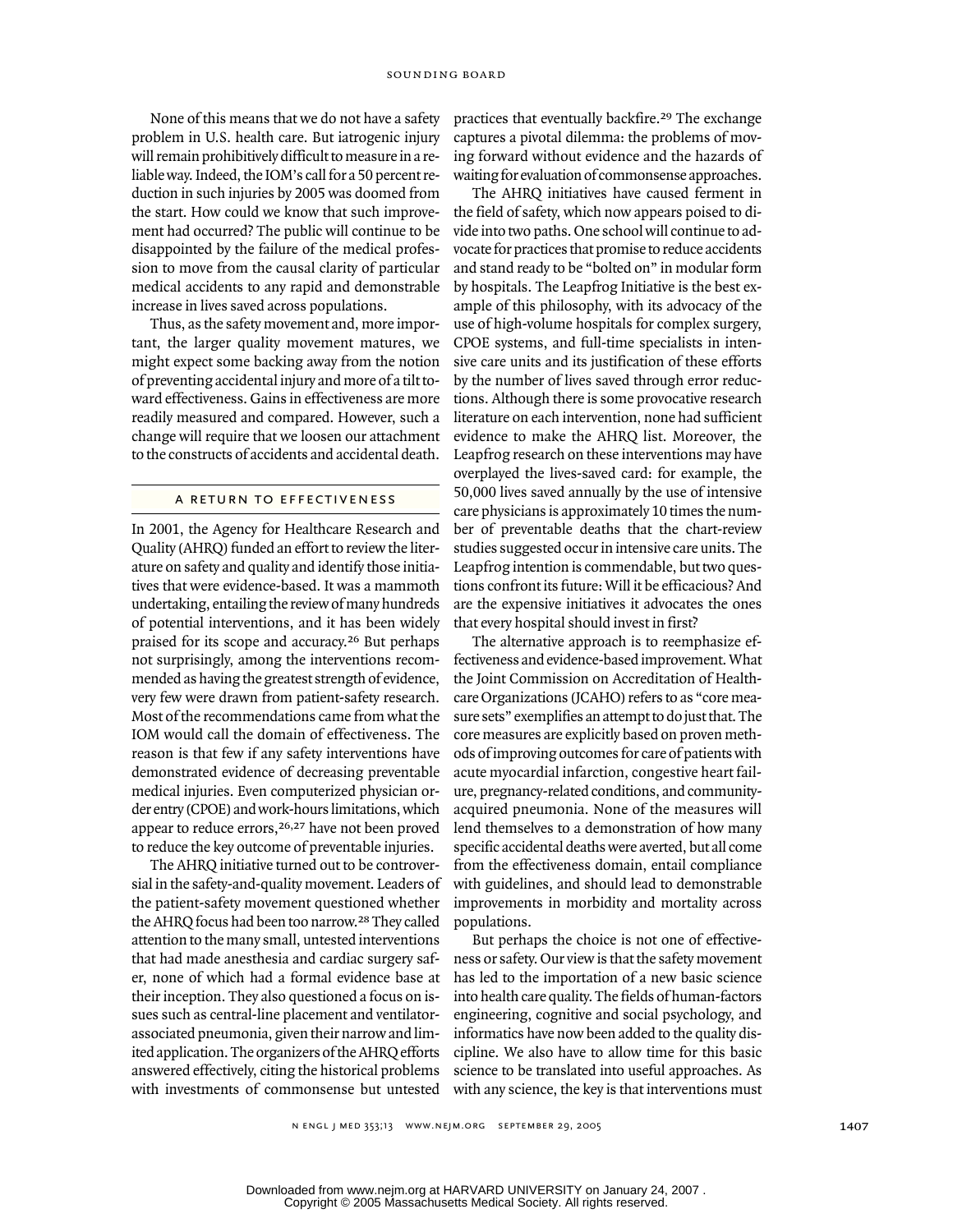None of this means that we do not have a safety problem in U.S. health care. But iatrogenic injury will remain prohibitively difficult to measure in a reliable way. Indeed, the IOM's call for a 50 percent reduction in such injuries by 2005 was doomed from the start. How could we know that such improvement had occurred? The public will continue to be disappointed by the failure of the medical profession to move from the causal clarity of particular medical accidents to any rapid and demonstrable increase in lives saved across populations.

Thus, as the safety movement and, more important, the larger quality movement matures, we might expect some backing away from the notion of preventing accidental injury and more of a tilt toward effectiveness. Gains in effectiveness are more readily measured and compared. However, such a change will require that we loosen our attachment to the constructs of accidents and accidental death.

## A RETURN TO EFFECTIVENESS

In 2001, the Agency for Healthcare Research and Quality (AHRQ) funded an effort to review the literature on safety and quality and identify those initiatives that were evidence-based. It was a mammoth undertaking, entailing the review of many hundreds of potential interventions, and it has been widely praised for its scope and accuracy.[26] But perhaps not surprisingly, among the interventions recommended as having the greatest strength of evidence, very few were drawn from patient-safety research. Most of the recommendations came from what the IOM would call the domain of effectiveness. The reason is that few if any safety interventions have demonstrated evidence of decreasing preventable medical injuries. Even computerized physician order entry (CPOE) and work-hours limitations, which appear to reduce errors,[26,27] have not been proved to reduce the key outcome of preventable injuries.

The AHRQ initiative turned out to be controversial in the safety-and-quality movement. Leaders of the patient-safety movement questioned whether the AHRQ focus had been too narrow.[28] They called attention to the many small, untested interventions that had made anesthesia and cardiac surgery safer, none of which had a formal evidence base at their inception. They also questioned a focus on issues such as central-line placement and ventilator-associated pneumonia, given their narrow and limited application. The organizers of the AHRQ efforts answered effectively, citing the historical problems with investments of commonsense but untested practices that eventually backfire.[29] The exchange captures a pivotal dilemma: the problems of moving forward without evidence and the hazards of waiting for evaluation of commonsense approaches.

The AHRQ initiatives have caused ferment in the field of safety, which now appears poised to divide into two paths. One school will continue to advocate for practices that promise to reduce accidents and stand ready to be "bolted on" in modular form by hospitals. The Leapfrog Initiative is the best example of this philosophy, with its advocacy of the use of high-volume hospitals for complex surgery, CPOE systems, and full-time specialists in intensive care units and its justification of these efforts by the number of lives saved through error reductions. Although there is some provocative research literature on each intervention, none had sufficient evidence to make the AHRQ list. Moreover, the Leapfrog research on these interventions may have overplayed the lives-saved card: for example, the 50,000 lives saved annually by the use of intensive care physicians is approximately 10 times the number of preventable deaths that the chart-review studies suggested occur in intensive care units. The Leapfrog intention is commendable, but two questions confront its future: Will it be efficacious? And are the expensive initiatives it advocates the ones that every hospital should invest in first?

The alternative approach is to reemphasize effectiveness and evidence-based improvement. What the Joint Commission on Accreditation of Healthcare Organizations (JCAHO) refers to as "core measure sets" exemplifies an attempt to do just that. The core measures are explicitly based on proven methods of improving outcomes for care of patients with acute myocardial infarction, congestive heart failure, pregnancy-related conditions, and community-acquired pneumonia. None of the measures will lend themselves to a demonstration of how many specific accidental deaths were averted, but all come from the effectiveness domain, entail compliance with guidelines, and should lead to demonstrable improvements in morbidity and mortality across populations.

But perhaps the choice is not one of effectiveness or safety. Our view is that the safety movement has led to the importation of a new basic science into health care quality. The fields of human-factors engineering, cognitive and social psychology, and informatics have now been added to the quality discipline. We also have to allow time for this basic science to be translated into useful approaches. As with any science, the key is that interventions must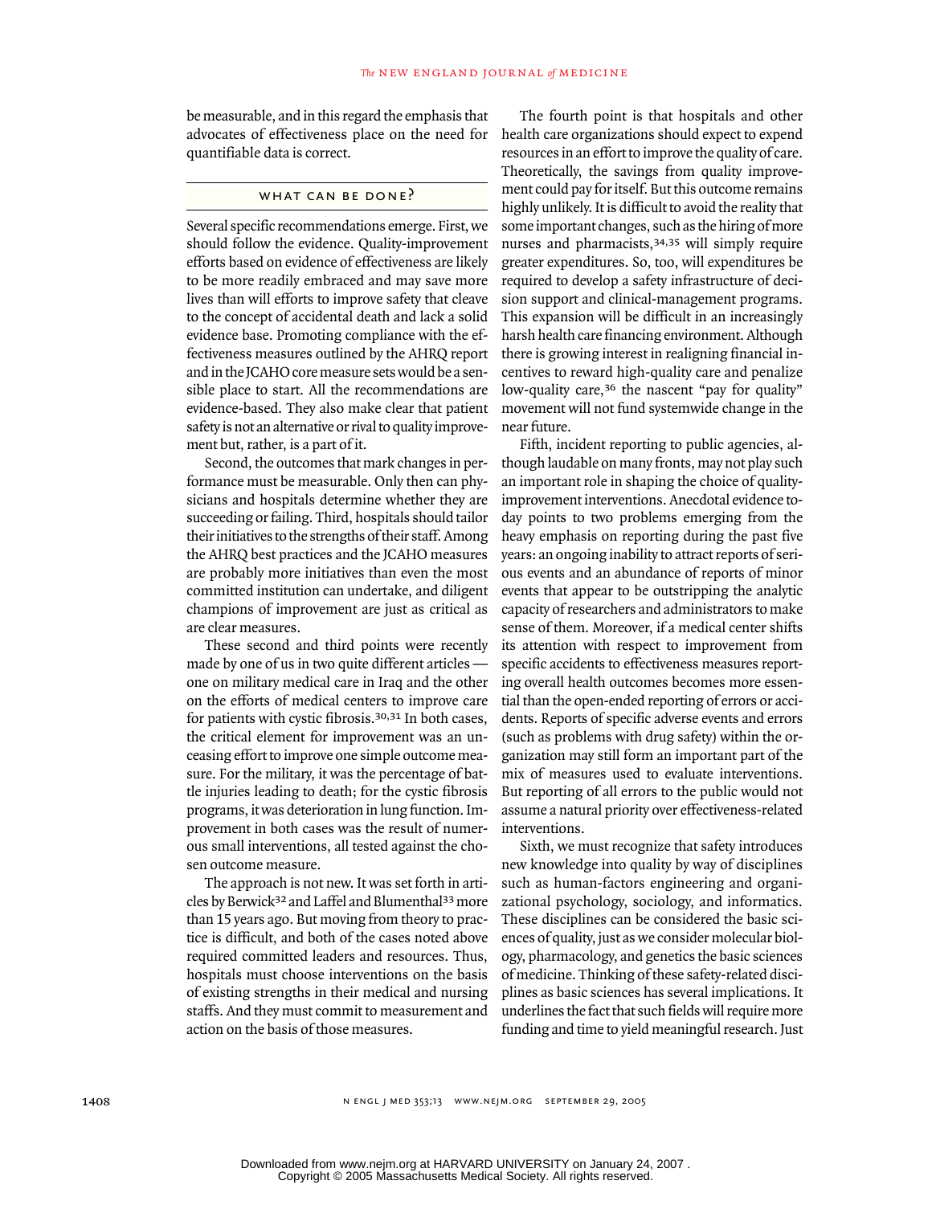be measurable, and in this regard the emphasis that advocates of effectiveness place on the need for quantifiable data is correct.

## WHAT CAN BE DONE?

Several specific recommendations emerge. First, we should follow the evidence. Quality-improvement efforts based on evidence of effectiveness are likely to be more readily embraced and may save more lives than will efforts to improve safety that cleave to the concept of accidental death and lack a solid evidence base. Promoting compliance with the effectiveness measures outlined by the AHRQ report and in the JCAHO core measure sets would be a sensible place to start. All the recommendations are evidence-based. They also make clear that patient safety is not an alternative or rival to quality improvement but, rather, is a part of it.

Second, the outcomes that mark changes in performance must be measurable. Only then can physicians and hospitals determine whether they are succeeding or failing. Third, hospitals should tailor their initiatives to the strengths of their staff. Among the AHRQ best practices and the JCAHO measures are probably more initiatives than even the most committed institution can undertake, and diligent champions of improvement are just as critical as are clear measures.

These second and third points were recently made by one of us in two quite different articles — one on military medical care in Iraq and the other on the efforts of medical centers to improve care for patients with cystic fibrosis.[30,31] In both cases, the critical element for improvement was an unceasing effort to improve one simple outcome measure. For the military, it was the percentage of battle injuries leading to death; for the cystic fibrosis programs, it was deterioration in lung function. Improvement in both cases was the result of numerous small interventions, all tested against the chosen outcome measure.

The approach is not new. It was set forth in articles by Berwick[32] and Laffel and Blumenthal[33] more than 15 years ago. But moving from theory to practice is difficult, and both of the cases noted above required committed leaders and resources. Thus, hospitals must choose interventions on the basis of existing strengths in their medical and nursing staffs. And they must commit to measurement and action on the basis of those measures.

The fourth point is that hospitals and other health care organizations should expect to expend resources in an effort to improve the quality of care. Theoretically, the savings from quality improvement could pay for itself. But this outcome remains highly unlikely. It is difficult to avoid the reality that some important changes, such as the hiring of more nurses and pharmacists,[34,35] will simply require greater expenditures. So, too, will expenditures be required to develop a safety infrastructure of decision support and clinical-management programs. This expansion will be difficult in an increasingly harsh health care financing environment. Although there is growing interest in realigning financial incentives to reward high-quality care and penalize low-quality care,[36] the nascent "pay for quality" movement will not fund systemwide change in the near future.

Fifth, incident reporting to public agencies, although laudable on many fronts, may not play such an important role in shaping the choice of quality-improvement interventions. Anecdotal evidence today points to two problems emerging from the heavy emphasis on reporting during the past five years: an ongoing inability to attract reports of serious events and an abundance of reports of minor events that appear to be outstripping the analytic capacity of researchers and administrators to make sense of them. Moreover, if a medical center shifts its attention with respect to improvement from specific accidents to effectiveness measures reporting overall health outcomes becomes more essential than the open-ended reporting of errors or accidents. Reports of specific adverse events and errors (such as problems with drug safety) within the organization may still form an important part of the mix of measures used to evaluate interventions. But reporting of all errors to the public would not assume a natural priority over effectiveness-related interventions.

Sixth, we must recognize that safety introduces new knowledge into quality by way of disciplines such as human-factors engineering and organizational psychology, sociology, and informatics. These disciplines can be considered the basic sciences of quality, just as we consider molecular biology, pharmacology, and genetics the basic sciences of medicine. Thinking of these safety-related disciplines as basic sciences has several implications. It underlines the fact that such fields will require more funding and time to yield meaningful research. Just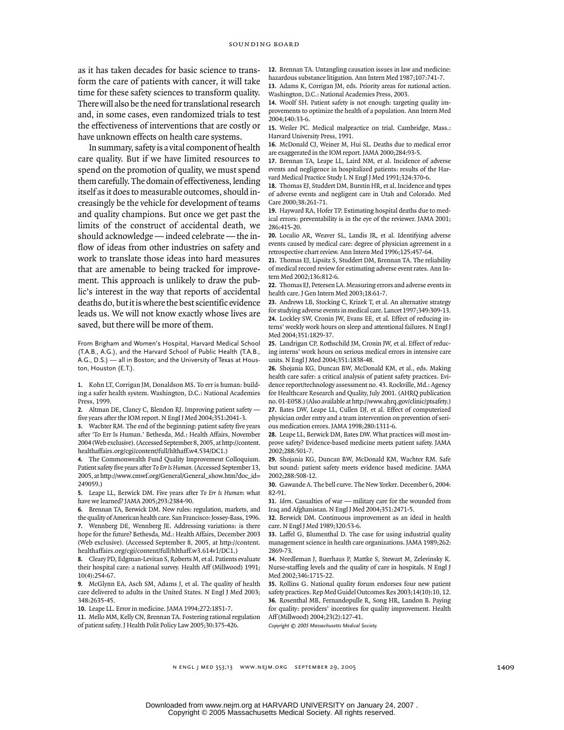as it has taken decades for basic science to transform the care of patients with cancer, it will take time for these safety sciences to transform quality. There will also be the need for translational research and, in some cases, even randomized trials to test the effectiveness of interventions that are costly or have unknown effects on health care systems.

In summary, safety is a vital component of health care quality. But if we have limited resources to spend on the promotion of quality, we must spend them carefully. The domain of effectiveness, lending itself as it does to measurable outcomes, should increasingly be the vehicle for development of teams and quality champions. But once we get past the limits of the construct of accidental death, we should acknowledge — indeed celebrate — the inflow of ideas from other industries on safety and work to translate those ideas into hard measures that are amenable to being tracked for improvement. This approach is unlikely to draw the public's interest in the way that reports of accidental deaths do, but it is where the best scientific evidence leads us. We will not know exactly whose lives are saved, but there will be more of them.

From Brigham and Women's Hospital, Harvard Medical School (T.A.B., A.G.), and the Harvard School of Public Health (T.A.B., A.G., D.S.) — all in Boston; and the University of Texas at Houston, Houston (E.T.).

1. Kohn LT, Corrigan JM, Donaldson MS. To err is human: building a safer health system. Washington, D.C.: National Academies Press, 1999.
2. Altman DE, Clancy C, Blendon RJ. Improving patient safety — five years after the IOM report. N Engl J Med 2004;351:2041-3.
3. Wachter RM. The end of the beginning: patient safety five years after 'To Err Is Human.' Bethesda, Md.: Health Affairs, November 2004 (Web exclusive). (Accessed September 8, 2005, at http://content.healthaffairs.org/cgi/content/full/hlthaff.w4.534/DC1.)
4. The Commonwealth Fund Quality Improvement Colloquium. Patient safety five years after *To Err Is Human*. (Accessed September 13, 2005, at http://www.cmwf.org/General/General_show.htm?doc_id=249059.)
5. Leape LL, Berwick DM. Five years after *To Err Is Human*: what have we learned? JAMA 2005;293:2384-90.
6. Brennan TA, Berwick DM. New rules: regulation, markets, and the quality of American health care. San Francisco: Jossey-Bass, 1996.
7. Wennberg DE, Wennberg JE. Addressing variations: is there hope for the future? Bethesda, Md.: Health Affairs, December 2003 (Web exclusive). (Accessed September 8, 2005, at http://content.healthaffairs.org/cgi/content/full/hlthaff.w3.614v1/DC1.)
8. Cleary PD, Edgman-Levitan S, Roberts M, et al. Patients evaluate their hospital care: a national survey. Health Aff (Millwood) 1991; 10(4):254-67.
9. McGlynn EA, Asch SM, Adams J, et al. The quality of health care delivered to adults in the United States. N Engl J Med 2003; 348:2635-45.
10. Leape LL. Error in medicine. JAMA 1994;272:1851-7.
11. Mello MM, Kelly CN, Brennan TA. Fostering rational regulation of patient safety. J Health Polit Policy Law 2005;30:375-426.
12. Brennan TA. Untangling causation issues in law and medicine: hazardous substance litigation. Ann Intern Med 1987;107:741-7.
13. Adams K, Corrigan JM, eds. Priority areas for national action. Washington, D.C.: National Academies Press, 2003.
14. Woolf SH. Patient safety is not enough: targeting quality improvements to optimize the health of a population. Ann Intern Med 2004;140:33-6.
15. Weiler PC. Medical malpractice on trial. Cambridge, Mass.: Harvard University Press, 1991.
16. McDonald CJ, Weiner M, Hui SL. Deaths due to medical error are exaggerated in the IOM report. JAMA 2000;284:93-5.
17. Brennan TA, Leape LL, Laird NM, et al. Incidence of adverse events and negligence in hospitalized patients: results of the Harvard Medical Practice Study I. N Engl J Med 1991;324:370-6.
18. Thomas EJ, Studdert DM, Burstin HR, et al. Incidence and types of adverse events and negligent care in Utah and Colorado. Med Care 2000;38:261-71.
19. Hayward RA, Hofer TP. Estimating hospital deaths due to medical errors: preventability is in the eye of the reviewer. JAMA 2001; 286:415-20.
20. Localio AR, Weaver SL, Landis JR, et al. Identifying adverse events caused by medical care: degree of physician agreement in a retrospective chart review. Ann Intern Med 1996;125:457-64.
21. Thomas EJ, Lipsitz S, Studdert DM, Brennan TA. The reliability of medical record review for estimating adverse event rates. Ann Intern Med 2002;136:812-6.
22. Thomas EJ, Petersen LA. Measuring errors and adverse events in health care. J Gen Intern Med 2003;18:61-7.
23. Andrews LB, Stocking C, Krizek T, et al. An alternative strategy for studying adverse events in medical care. Lancet 1997;349:309-13.
24. Lockley SW, Cronin JW, Evans EE, et al. Effect of reducing interns' weekly work hours on sleep and attentional failures. N Engl J Med 2004;351:1829-37.
25. Landrigan CP, Rothschild JM, Cronin JW, et al. Effect of reducing interns' work hours on serious medical errors in intensive care units. N Engl J Med 2004;351:1838-48.
26. Shojania KG, Duncan BW, McDonald KM, et al., eds. Making health care safer: a critical analysis of patient safety practices. Evidence report/technology assessment no. 43. Rockville, Md.: Agency for Healthcare Research and Quality, July 2001. (AHRQ publication no. 01-E058.) (Also available at http://www.ahrq.gov/clinic/ptsafety.)
27. Bates DW, Leape LL, Cullen DJ, et al. Effect of computerized physician order entry and a team intervention on prevention of serious medication errors. JAMA 1998;280:1311-6.
28. Leape LL, Berwick DM, Bates DW. What practices will most improve safety? Evidence-based medicine meets patient safety. JAMA 2002;288:501-7.
29. Shojania KG, Duncan BW, McDonald KM, Wachter RM. Safe but sound: patient safety meets evidence based medicine. JAMA 2002;288:508-12.
30. Gawande A. The bell curve. The New Yorker. December 6, 2004: 82-91.
31. *Idem*. Casualties of war — military care for the wounded from Iraq and Afghanistan. N Engl J Med 2004;351:2471-5.
32. Berwick DM. Continuous improvement as an ideal in health care. N Engl J Med 1989;320:53-6.
33. Laffel G, Blumenthal D. The case for using industrial quality management science in health care organizations. JAMA 1989;262: 2869-73.
34. Needleman J, Buerhaus P, Mattke S, Stewart M, Zelevinsky K. Nurse-staffing levels and the quality of care in hospitals. N Engl J Med 2002;346:1715-22.
35. Rollins G. National quality forum endorses four new patient safety practices. Rep Med Guidel Outcomes Res 2003;14(10):10, 12.
36. Rosenthal MB, Fernandopulle R, Song HR, Landon B. Paying for quality: providers' incentives for quality improvement. Health Aff (Millwood) 2004;23(2):127-41.

*Copyright © 2005 Massachusetts Medical Society.*